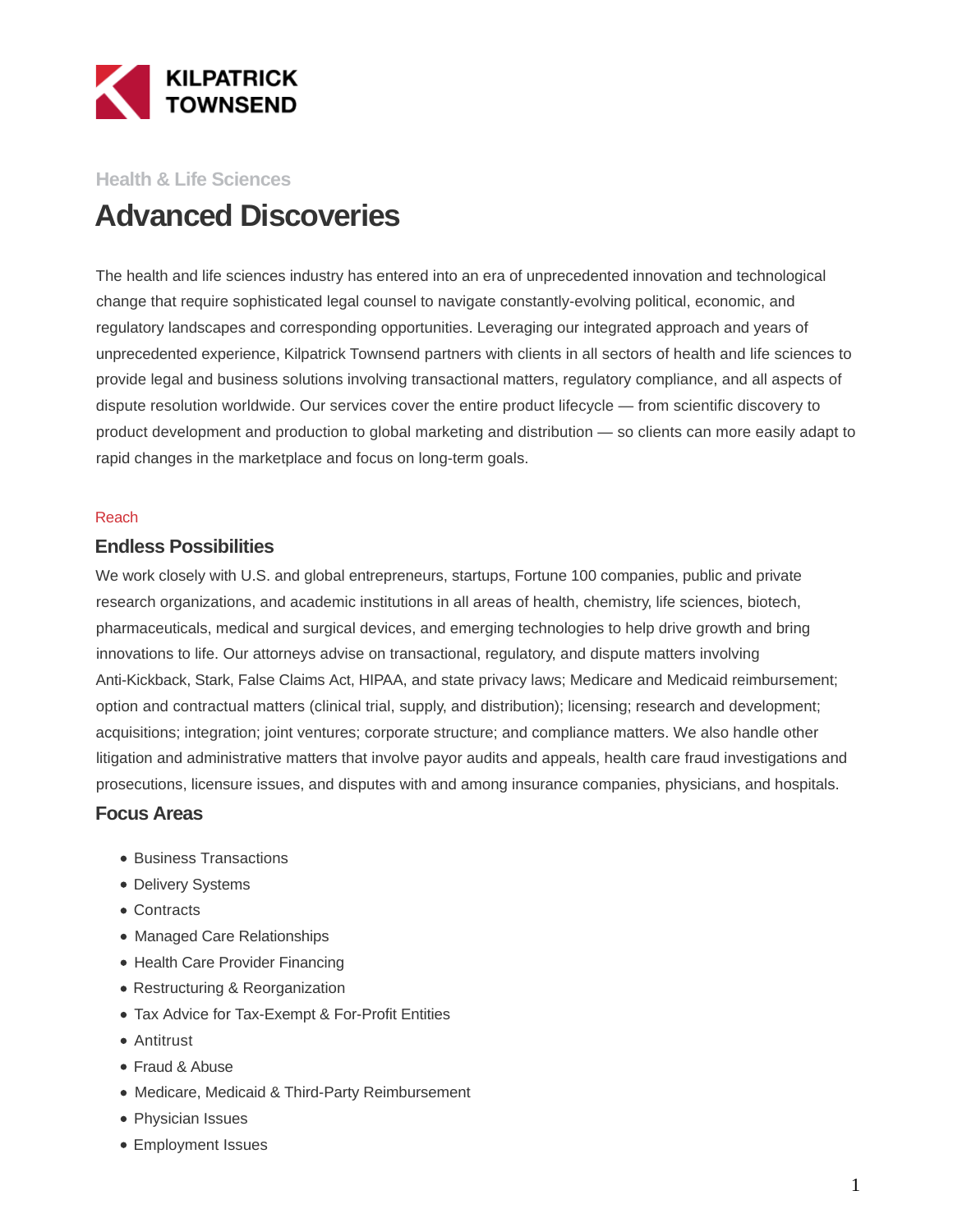KILPATRICK TOWNSEND

Health & Life Sciences

# Advanced Discoveries

The health and life sciences industry has entered into an era of unprecedented innovation and technological change that require sophisticated legal counsel to navigate constantly-evolving political, economic, and regulatory landscapes and corresponding opportunities. Leveraging our integrated approach and years of unprecedented experience, Kilpatrick Townsend partners with clients in all sectors of health and life sciences to provide legal and business solutions involving transactional matters, regulatory compliance, and all aspects of dispute resolution worldwide. Our services cover the entire product lifecycle — from scientific discovery to product development and production to global marketing and distribution — so clients can more easily adapt to rapid changes in the marketplace and focus on long-term goals.

Reach

## Endless Possibilities

We work closely with U.S. and global entrepreneurs, startups, Fortune 100 companies, public and private research organizations, and academic institutions in all areas of health, chemistry, life sciences, biotech, pharmaceuticals, medical and surgical devices, and emerging technologies to help drive growth and bring innovations to life. Our attorneys advise on transactional, regulatory, and dispute matters involving Anti-Kickback, Stark, False Claims Act, HIPAA, and state privacy laws; Medicare and Medicaid reimbursement; option and contractual matters (clinical trial, supply, and distribution); licensing; research and development; acquisitions; integration; joint ventures; corporate structure; and compliance matters. We also handle other litigation and administrative matters that involve payor audits and appeals, health care fraud investigations and prosecutions, licensure issues, and disputes with and among insurance companies, physicians, and hospitals.

## Focus Areas

- Business Transactions
- Delivery Systems
- Contracts
- Managed Care Relationships
- Health Care Provider Financing
- Restructuring & Reorganization
- Tax Advice for Tax-Exempt & For-Profit Entities
- Antitrust
- Fraud & Abuse
- Medicare, Medicaid & Third-Party Reimbursement
- Physician Issues
- Employment Issues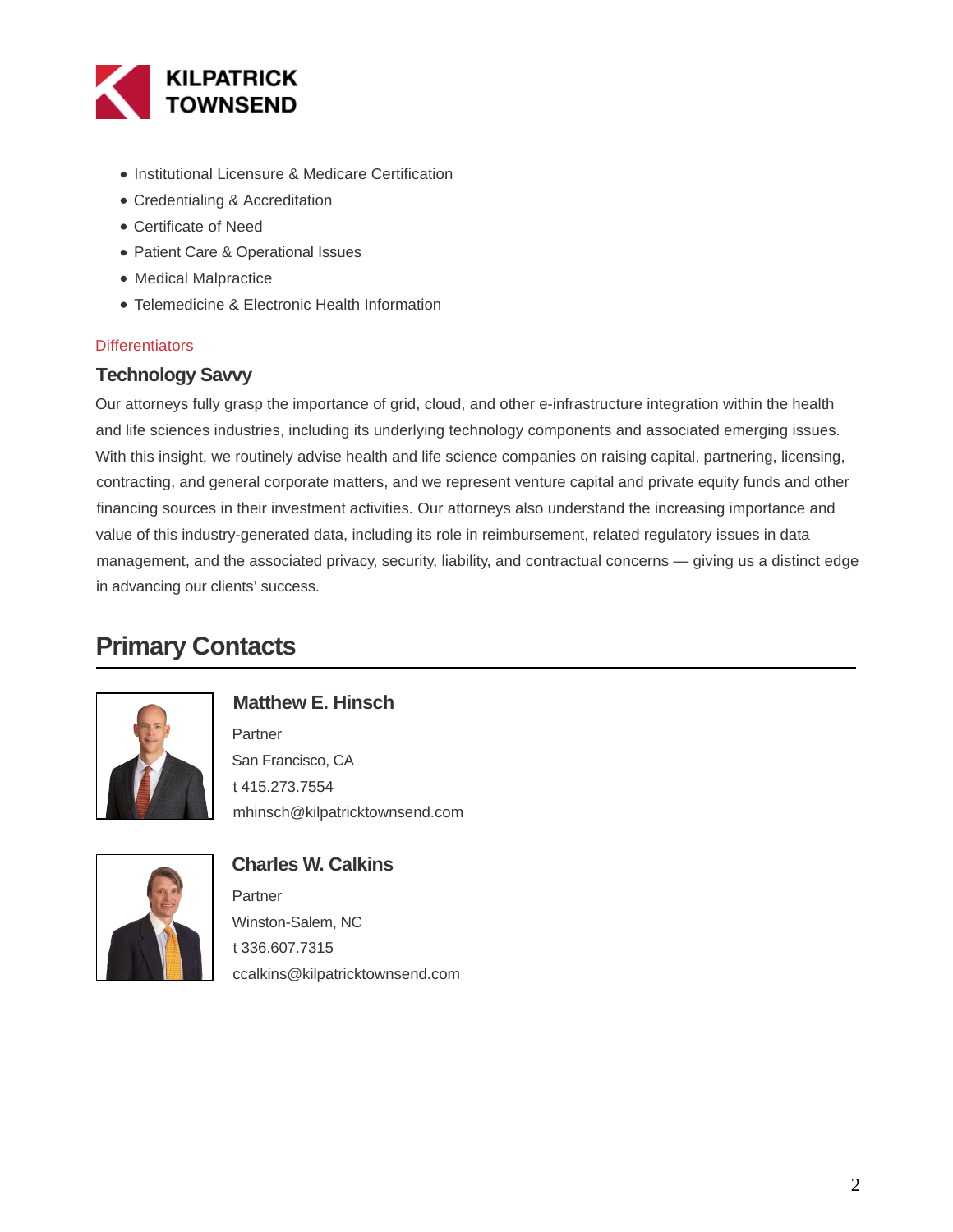- Institutional Licensure & Medicare Certification
- Credentialing & Accreditation
- Certificate of Need
- Patient Care & Operational Issues
- Medical Malpractice
- Telemedicine & Electronic Health Information

Differentiators

### Technology Savvy

Our attorneys fully grasp the importance of grid, cloud, and other e-infrastructure integration within the health and life sciences industries, including its underlying technology components and associated emerging issues. With this insight, we routinely advise health and life science companies on raising capital, partnering, licensing, contracting, and general corporate matters, and we represent venture capital and private equity funds and other financing sources in their investment activities. Our attorneys also understand the increasing importance and value of this industry-generated data, including its role in reimbursement, related regulatory issues in data management, and the associated privacy, security, liability, and contractual concerns — giving us a distinct edge in advancing our clients' success.

## Primary Contacts

### Matthew E. Hinsch

Partner

San Francisco, CA

t 415.273.7554

mhinsch@kilpatricktownsend.com

### Charles W. Calkins

Partner

Winston-Salem, NC

t 336.607.7315

ccalkins@kilpatricktownsend.com